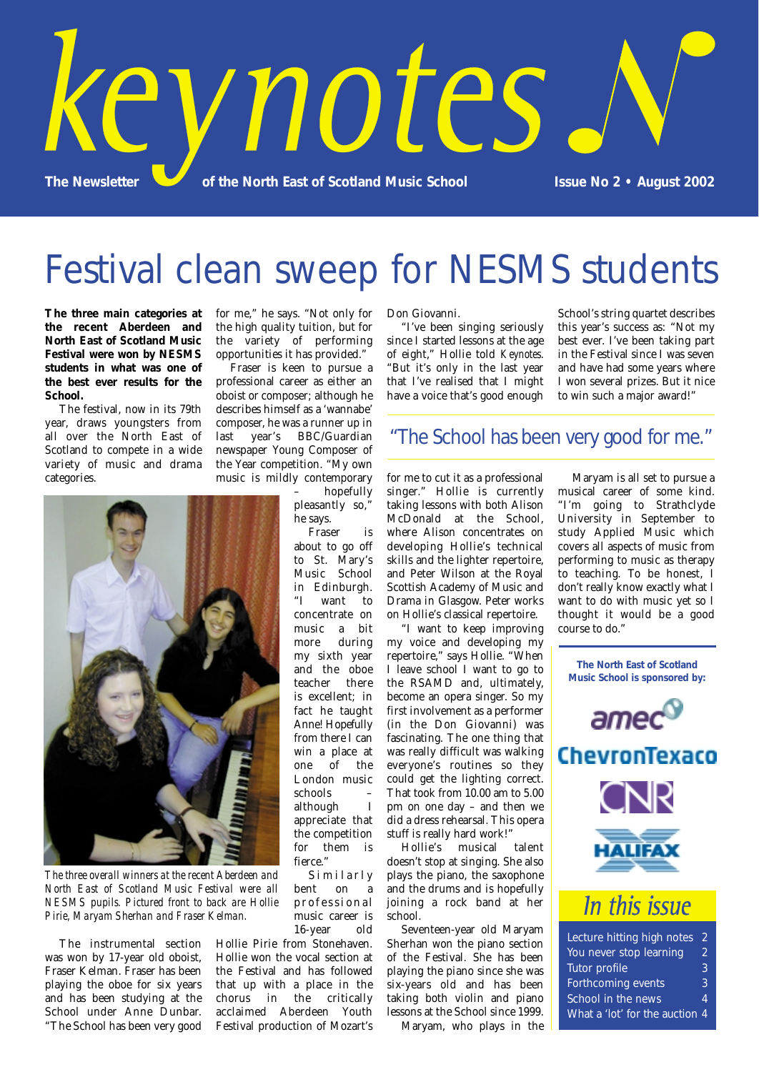# keynotes

The Newsletter of the North East of Scotland Music School

Issue No 2 • August 2002

# Festival clean sweep for NESMS students

**The three main categories at the recent Aberdeen and North East of Scotland Music Festival were won by NESMS students in what was one of the best ever results for the School.**

The festival, now in its 79th year, draws youngsters from all over the North East of Scotland to compete in a wide variety of music and drama categories.

*The three overall winners at the recent Aberdeen and North East of Scotland Music Festival were all NESMS pupils. Pictured front to back are Hollie Pirie, Maryam Sherhan and Fraser Kelman.*

The instrumental section was won by 17-year old oboist, Fraser Kelman. Fraser has been playing the oboe for six years and has been studying at the School under Anne Dunbar. "The School has been very good for me," he says. "Not only for the high quality tuition, but for the variety of performing opportunities it has provided."

Fraser is keen to pursue a professional career as either an oboist or composer; although he describes himself as a 'wannabe' composer, he was a runner up in last year's BBC/Guardian newspaper Young Composer of the Year competition. "My own music is mildly contemporary – hopefully pleasantly so," he says.

Fraser is about to go off to St. Mary's Music School in Edinburgh. "I want to concentrate on music a bit more during my sixth year and the oboe teacher there is excellent; in fact he taught Anne! Hopefully from there I can win a place at one of the London music schools – although I appreciate that the competition for them is fierce."

Similarly bent on a professional music career is 16-year old Hollie Pirie from Stonehaven. Hollie won the vocal section at the Festival and has followed that up with a place in the chorus in the critically acclaimed Aberdeen Youth Festival production of Mozart's Don Giovanni.

"I've been singing seriously since I started lessons at the age of eight," Hollie told *Keynotes*. "But it's only in the last year that I've realised that I might have a voice that's good enough for me to cut it as a professional singer." Hollie is currently taking lessons with both Alison McDonald at the School, where Alison concentrates on developing Hollie's technical skills and the lighter repertoire, and Peter Wilson at the Royal Scottish Academy of Music and Drama in Glasgow. Peter works on Hollie's classical repertoire.

> "The School has been very good for me."

"I want to keep improving my voice and developing my repertoire," says Hollie. "When I leave school I want to go to the RSAMD and, ultimately, become an opera singer. So my first involvement as a performer (in the Don Giovanni) was fascinating. The one thing that was really difficult was walking everyone's routines so they could get the lighting correct. That took from 10.00 am to 5.00 pm on one day – and then we did a dress rehearsal. This opera stuff is really hard work!"

Hollie's musical talent doesn't stop at singing. She also plays the piano, the saxophone and the drums and is hopefully joining a rock band at her school.

Seventeen-year old Maryam Sherhan won the piano section of the Festival. She has been playing the piano since she was six-years old and has been taking both violin and piano lessons at the School since 1999.

Maryam, who plays in the School's string quartet describes this year's success as: "Not my best ever. I've been taking part in the Festival since I was seven and have had some years where I won several prizes. But it nice to win such a major award!"

Maryam is all set to pursue a musical career of some kind. "I'm going to Strathclyde University in September to study Applied Music which covers all aspects of music from performing to music as therapy to teaching. To be honest, I don't really know exactly what I want to do with music yet so I thought it would be a good course to do."

**The North East of Scotland Music School is sponsored by:**

amec
ChevronTexaco
CNR
HALIFAX

## In this issue

- Lecture hitting high notes 2
- You never stop learning 2
- Tutor profile 3
- Forthcoming events 3
- School in the news 4
- What a 'lot' for the auction 4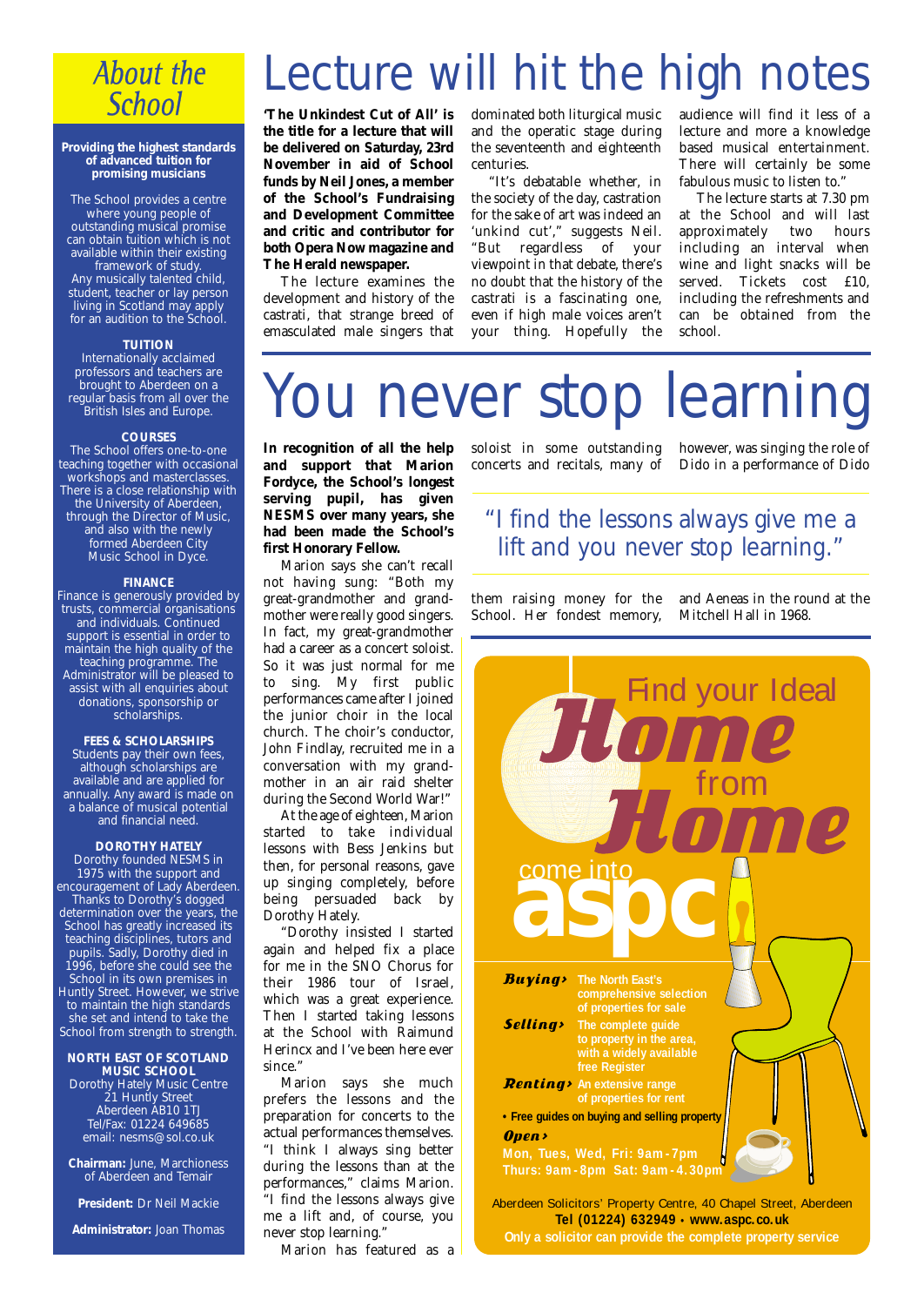## About the School

**Providing the highest standards of advanced tuition for promising musicians**

The School provides a centre where young people of outstanding musical promise can obtain tuition which is not available within their existing framework of study.
Any musically talented child, student, teacher or lay person living in Scotland may apply for an audition to the School.

**TUITION**
Internationally acclaimed professors and teachers are brought to Aberdeen on a regular basis from all over the British Isles and Europe.

**COURSES**
The School offers one-to-one teaching together with occasional workshops and masterclasses. There is a close relationship with the University of Aberdeen, through the Director of Music, and also with the newly formed Aberdeen City Music School in Dyce.

**FINANCE**
Finance is generously provided by trusts, commercial organisations and individuals. Continued support is essential in order to maintain the high quality of the teaching programme. The Administrator will be pleased to assist with all enquiries about donations, sponsorship or scholarships.

**FEES & SCHOLARSHIPS**
Students pay their own fees, although scholarships are available and are applied for annually. Any award is made on a balance of musical potential and financial need.

**DOROTHY HATELY**
Dorothy founded NESMS in 1975 with the support and encouragement of Lady Aberdeen. Thanks to Dorothy's dogged determination over the years, the School has greatly increased its teaching disciplines, tutors and pupils. Sadly, Dorothy died in 1996, before she could see the School in its own premises in Huntly Street. However, we strive to maintain the high standards she set and intend to take the School from strength to strength.

**NORTH EAST OF SCOTLAND MUSIC SCHOOL**
Dorothy Hately Music Centre
21 Huntly Street
Aberdeen AB10 1TJ
Tel/Fax: 01224 649685
email: nesms@sol.co.uk

**Chairman:** June, Marchioness of Aberdeen and Temair

**President:** Dr Neil Mackie

**Administrator:** Joan Thomas

# Lecture will hit the high notes

**'The Unkindest Cut of All' is the title for a lecture that will be delivered on Saturday, 23rd November in aid of School funds by Neil Jones, a member of the School's Fundraising and Development Committee and critic and contributor for both Opera Now magazine and The Herald newspaper.**

The lecture examines the development and history of the castrati, that strange breed of emasculated male singers that dominated both liturgical music and the operatic stage during the seventeenth and eighteenth centuries.

"It's debatable whether, in the society of the day, castration for the sake of art was indeed an 'unkind cut'," suggests Neil. "But regardless of your viewpoint in that debate, there's no doubt that the history of the castrati is a fascinating one, even if high male voices aren't your thing. Hopefully the audience will find it less of a lecture and more a knowledge based musical entertainment. There will certainly be some fabulous music to listen to."

The lecture starts at 7.30 pm at the School and will last approximately two hours including an interval when wine and light snacks will be served. Tickets cost £10, including the refreshments and can be obtained from the school.

# You never stop learning

**In recognition of all the help and support that Marion Fordyce, the School's longest serving pupil, has given NESMS over many years, she had been made the School's first Honorary Fellow.**

Marion says she can't recall not having sung: "Both my great-grandmother and grandmother were really good singers. In fact, my great-grandmother had a career as a concert soloist. So it was just normal for me to sing. My first public performances came after I joined the junior choir in the local church. The choir's conductor, John Findlay, recruited me in a conversation with my grandmother in an air raid shelter during the Second World War!"

At the age of eighteen, Marion started to take individual lessons with Bess Jenkins but then, for personal reasons, gave up singing completely, before being persuaded back by Dorothy Hately.

"Dorothy insisted I started again and helped fix a place for me in the SNO Chorus for their 1986 tour of Israel, which was a great experience. Then I started taking lessons at the School with Raimund Herincx and I've been here ever since."

Marion says she much prefers the lessons and the preparation for concerts to the actual performances themselves. "I think I always sing better during the lessons than at the performances," claims Marion. "I find the lessons always give me a lift and, of course, you never stop learning."

Marion has featured as a soloist in some outstanding concerts and recitals, many of them raising money for the School. Her fondest memory, however, was singing the role of Dido in a performance of Dido and Aeneas in the round at the Mitchell Hall in 1968.

> "I find the lessons always give me a lift and you never stop learning."

Find your Ideal **Home** from **Home**

come into **aspc**

**Buying›** The North East's comprehensive selection of properties for sale

**Selling›** The complete guide to property in the area, with a widely available free Register

**Renting›** An extensive range of properties for rent

• Free guides on buying and selling property

**Open›**
Mon, Tues, Wed, Fri: 9am-7pm
Thurs: 9am-8pm Sat: 9am-4.30pm

Aberdeen Solicitors' Property Centre, 40 Chapel Street, Aberdeen
**Tel (01224) 632949 • www.aspc.co.uk**
**Only a solicitor can provide the complete property service**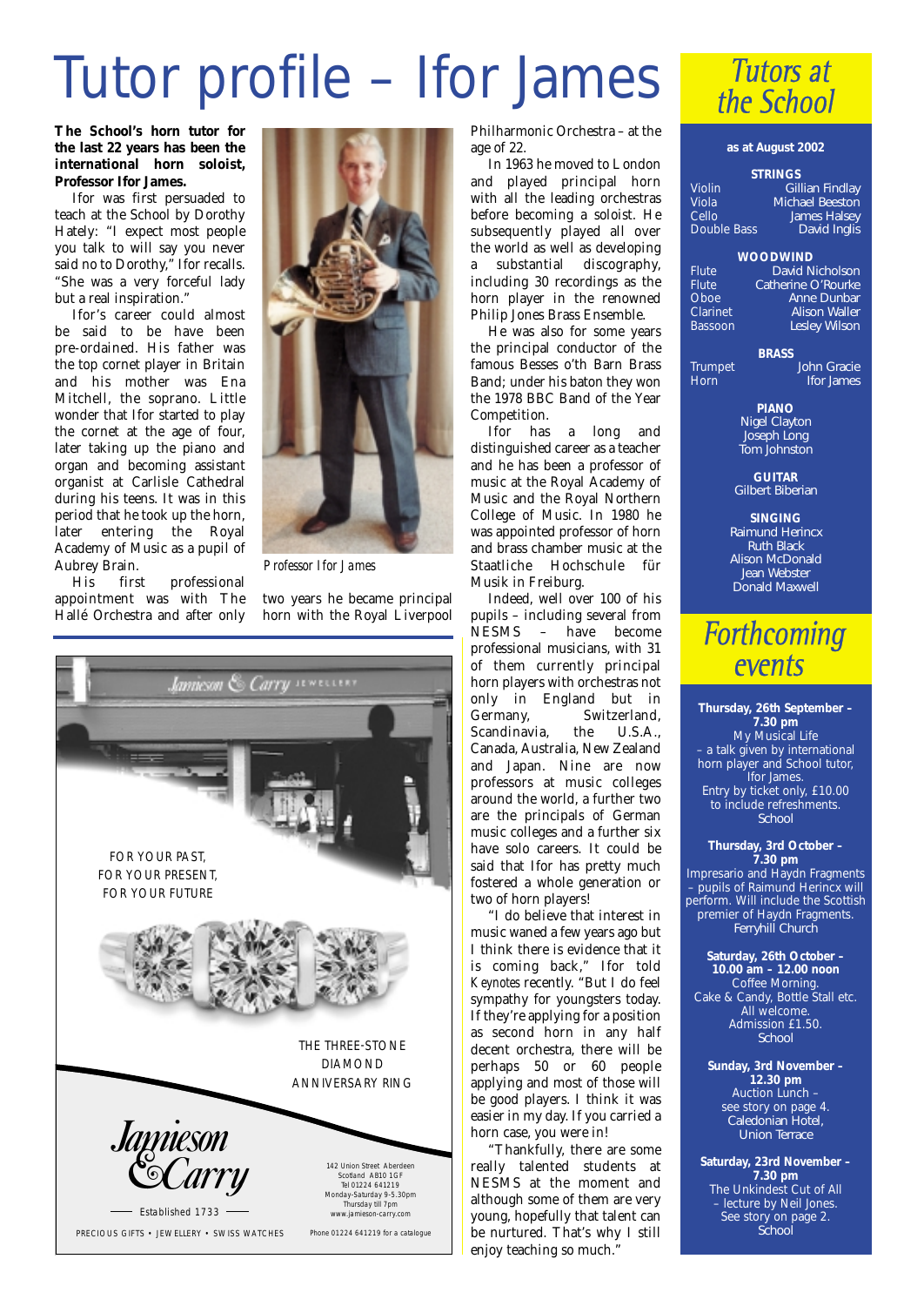# Tutor profile – Ifor James

**The School's horn tutor for the last 22 years has been the international horn soloist, Professor Ifor James.**

Ifor was first persuaded to teach at the School by Dorothy Hately: "I expect most people you talk to will say you never said no to Dorothy," Ifor recalls. "She was a very forceful lady but a real inspiration."

Ifor's career could almost be said to be have been pre-ordained. His father was the top cornet player in Britain and his mother was Ena Mitchell, the soprano. Little wonder that Ifor started to play the cornet at the age of four, later taking up the piano and organ and becoming assistant organist at Carlisle Cathedral during his teens. It was in this period that he took up the horn, later entering the Royal Academy of Music as a pupil of Aubrey Brain.

*Professor Ifor James*

His first professional appointment was with The Hallé Orchestra and after only two years he became principal horn with the Royal Liverpool Philharmonic Orchestra – at the age of 22.

In 1963 he moved to London and played principal horn with all the leading orchestras before becoming a soloist. He subsequently played all over the world as well as developing a substantial discography, including 30 recordings as the horn player in the renowned Philip Jones Brass Ensemble.

He was also for some years the principal conductor of the famous Besses o'th Barn Brass Band; under his baton they won the 1978 BBC Band of the Year Competition.

Ifor has a long and distinguished career as a teacher and he has been a professor of music at the Royal Academy of Music and the Royal Northern College of Music. In 1980 he was appointed professor of horn and brass chamber music at the Staatliche Hochschule für Musik in Freiburg.

Indeed, well over 100 of his pupils – including several from NESMS – have become professional musicians, with 31 of them currently principal horn players with orchestras not only in England but in Germany, Switzerland, Scandinavia, the U.S.A., Canada, Australia, New Zealand and Japan. Nine are now professors at music colleges around the world, a further two are the principals of German music colleges and a further six have solo careers. It could be said that Ifor has pretty much fostered a whole generation or two of horn players!

"I do believe that interest in music waned a few years ago but I think there is evidence that it is coming back," Ifor told *Keynotes* recently. "But I do feel sympathy for youngsters today. If they're applying for a position as second horn in any half decent orchestra, there will be perhaps 50 or 60 people applying and most of those will be good players. I think it was easier in my day. If you carried a horn case, you were in!

"Thankfully, there are some really talented students at NESMS at the moment and although some of them are very young, hopefully that talent can be nurtured. That's why I still enjoy teaching so much."

---

Jamieson & Carry JEWELLERY

FOR YOUR PAST,
FOR YOUR PRESENT,
FOR YOUR FUTURE

THE THREE-STONE DIAMOND ANNIVERSARY RING

**Jamieson & Carry**
Established 1733

142 Union Street Aberdeen
Scotland AB10 1GF
Tel 01224 641219
Monday-Saturday 9-5.30pm
Thursday till 7pm
www.jamieson-carry.com

PRECIOUS GIFTS • JEWELLERY • SWISS WATCHES

Phone 01224 641219 for a catalogue

---

## Tutors at the School

**as at August 2002**

**STRINGS**

| | |
|---|---|
| Violin | Gillian Findlay |
| Viola | Michael Beeston |
| Cello | James Halsey |
| Double Bass | David Inglis |

**WOODWIND**

| | |
|---|---|
| Flute | David Nicholson |
| Flute | Catherine O'Rourke |
| Oboe | Anne Dunbar |
| Clarinet | Alison Waller |
| Bassoon | Lesley Wilson |

**BRASS**

| | |
|---|---|
| Trumpet | John Gracie |
| Horn | Ifor James |

**PIANO**
Nigel Clayton
Joseph Long
Tom Johnston

**GUITAR**
Gilbert Biberian

**SINGING**
Raimund Herincx
Ruth Black
Alison McDonald
Jean Webster
Donald Maxwell

## Forthcoming events

**Thursday, 26th September – 7.30 pm**
My Musical Life
– a talk given by international horn player and School tutor, Ifor James.
Entry by ticket only, £10.00 to include refreshments.
School

**Thursday, 3rd October – 7.30 pm**
Impresario and Haydn Fragments – pupils of Raimund Herincx will perform. Will include the Scottish premier of Haydn Fragments.
Ferryhill Church

**Saturday, 26th October – 10.00 am – 12.00 noon**
Coffee Morning.
Cake & Candy, Bottle Stall etc.
All welcome.
Admission £1.50.
School

**Sunday, 3rd November – 12.30 pm**
Auction Lunch –
see story on page 4.
Caledonian Hotel,
Union Terrace

**Saturday, 23rd November – 7.30 pm**
The Unkindest Cut of All
– lecture by Neil Jones.
See story on page 2.
School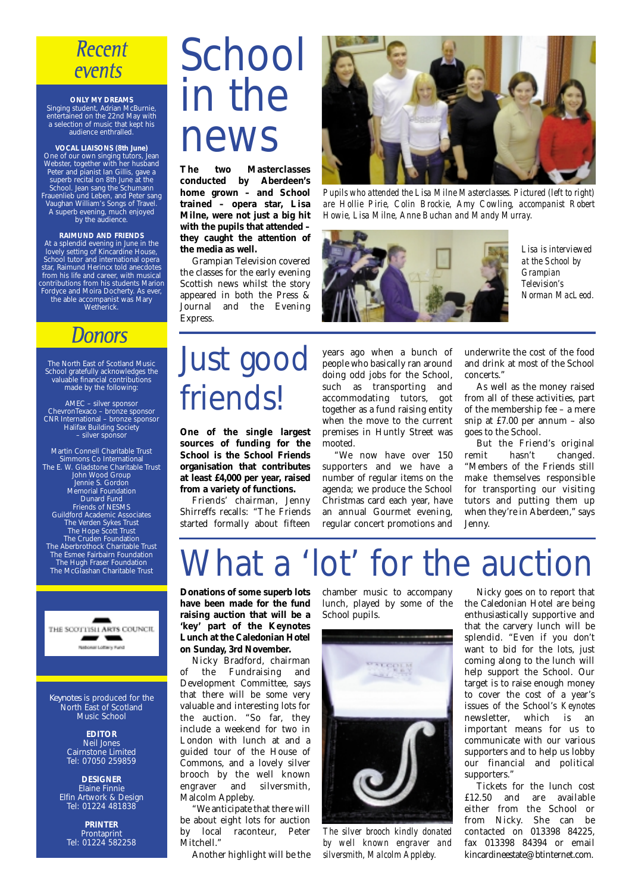# Recent events

**ONLY MY DREAMS**
Singing student, Adrian McBurnie, entertained on the 22nd May with a selection of music that kept his audience enthralled.

**VOCAL LIAISONS (8th June)**
One of our own singing tutors, Jean Webster, together with her husband Peter and pianist Ian Gillis, gave a superb recital on 8th June at the School. Jean sang the Schumann Frauenlieb und Leben, and Peter sang Vaughan William's Songs of Travel. A superb evening, much enjoyed by the audience.

**RAIMUND AND FRIENDS**
At a splendid evening in June in the lovely setting of Kincardine House, School tutor and international opera star, Raimund Herincx told anecdotes from his life and career, with musical contributions from his students Marion Fordyce and Moira Docherty. As ever, the able accompanist was Mary Wetherick.

# Donors

The North East of Scotland Music School gratefully acknowledges the valuable financial contributions made by the following:

AMEC – silver sponsor
ChevronTexaco – bronze sponsor
CNR International – bronze sponsor
Halifax Building Society – silver sponsor

Martin Connell Charitable Trust
Simmons Co International
The E. W. Gladstone Charitable Trust
John Wood Group
Jennie S. Gordon Memorial Foundation
Dunard Fund
Friends of NESMS
Guildford Academic Associates
The Verden Sykes Trust
The Hope Scott Trust
The Cruden Foundation
The Aberbrothock Charitable Trust
The Esmee Fairbairn Foundation
The Hugh Fraser Foundation
The McGlashan Charitable Trust

THE SCOTTISH ARTS COUNCIL
National Lottery Fund

*Keynotes* is produced for the North East of Scotland Music School

**EDITOR**
Neil Jones
Cairnstone Limited
Tel: 07050 259859

**DESIGNER**
Elaine Finnie
Elfin Artwork & Design
Tel: 01224 481838

**PRINTER**
Prontaprint
Tel: 01224 582258

# School in the news

**The two Masterclasses conducted by Aberdeen's home grown – and School trained – opera star, Lisa Milne, were not just a big hit with the pupils that attended – they caught the attention of the media as well.**

Grampian Television covered the classes for the early evening Scottish news whilst the story appeared in both the Press & Journal and the Evening Express.

*Pupils who attended the Lisa Milne Masterclasses. Pictured (left to right) are Hollie Pirie, Colin Brockie, Amy Cowling, accompanist Robert Howie, Lisa Milne, Anne Buchan and Mandy Murray.*

*Lisa is interviewed at the School by Grampian Television's Norman MacLeod.*

# Just good friends!

**One of the single largest sources of funding for the School is the School Friends organisation that contributes at least £4,000 per year, raised from a variety of functions.**

Friends' chairman, Jenny Shirreffs recalls: "The Friends started formally about fifteen years ago when a bunch of people who basically ran around doing odd jobs for the School, such as transporting and accommodating tutors, got together as a fund raising entity when the move to the current premises in Huntly Street was mooted.

"We now have over 150 supporters and we have a number of regular items on the agenda; we produce the School Christmas card each year, have an annual Gourmet evening, regular concert promotions and underwrite the cost of the food and drink at most of the School concerts."

As well as the money raised from all of these activities, part of the membership fee – a mere snip at £7.00 per annum – also goes to the School.

But the Friend's original remit hasn't changed. "Members of the Friends still make themselves responsible for transporting our visiting tutors and putting them up when they're in Aberdeen," says Jenny.

# What a 'lot' for the auction

**Donations of some superb lots have been made for the fund raising auction that will be a 'key' part of the Keynotes Lunch at the Caledonian Hotel on Sunday, 3rd November.**

Nicky Bradford, chairman of the Fundraising and Development Committee, says that there will be some very valuable and interesting lots for the auction. "So far, they include a weekend for two in London with lunch at and a guided tour of the House of Commons, and a lovely silver brooch by the well known engraver and silversmith, Malcolm Appleby.

"We anticipate that there will be about eight lots for auction by local raconteur, Peter Mitchell."

Another highlight will be the chamber music to accompany lunch, played by some of the School pupils.

*The silver brooch kindly donated by well known engraver and silversmith, Malcolm Appleby.*

Nicky goes on to report that the Caledonian Hotel are being enthusiastically supportive and that the carvery lunch will be splendid. "Even if you don't want to bid for the lots, just coming along to the lunch will help support the School. Our target is to raise enough money to cover the cost of a year's issues of the School's *Keynotes* newsletter, which is an important means for us to communicate with our various supporters and to help us lobby our financial and political supporters."

Tickets for the lunch cost £12.50 and are available either from the School or from Nicky. She can be contacted on 013398 84225, fax 013398 84394 or email kincardineestate@btinternet.com.